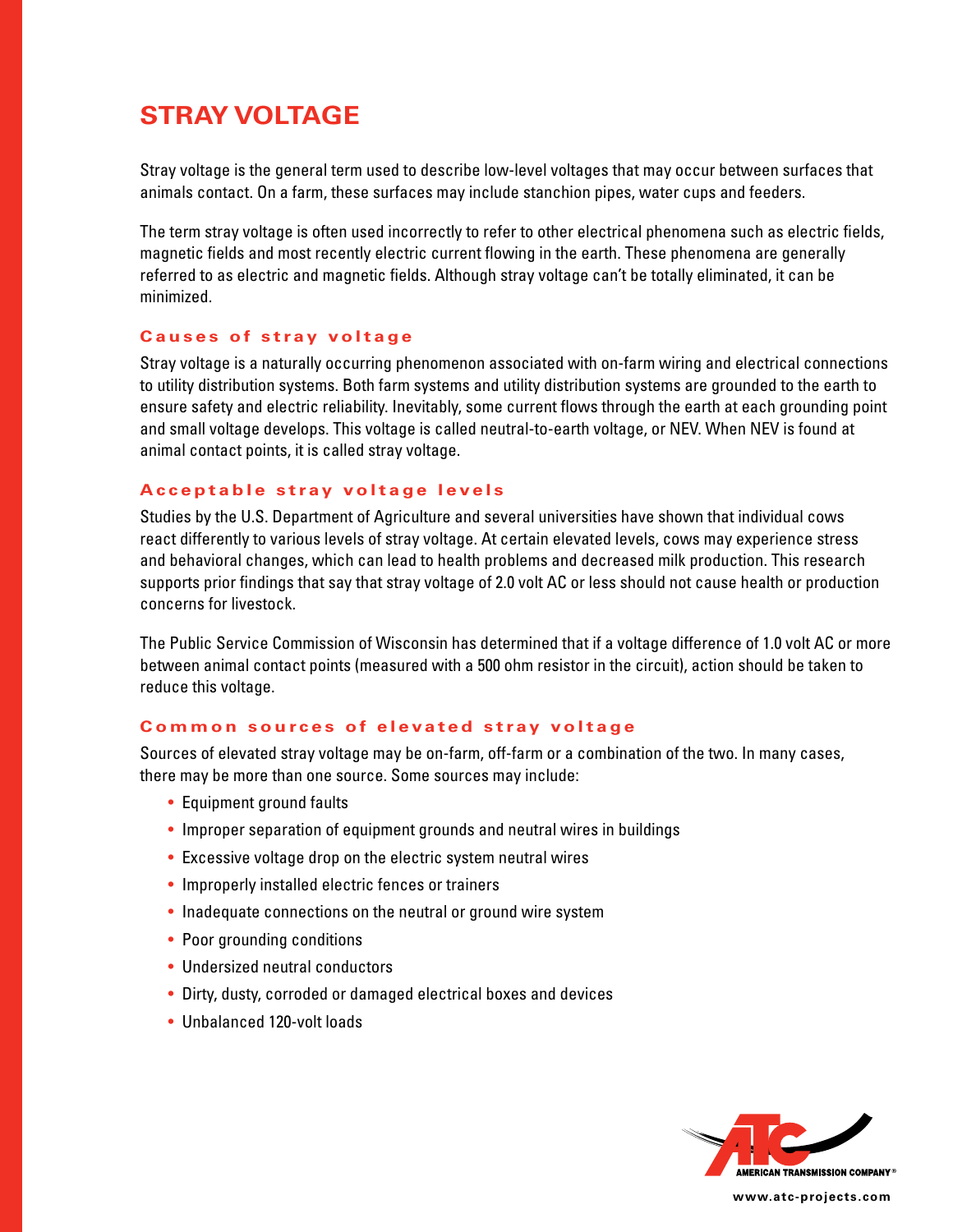# STRAY VOLTAGE

Stray voltage is the general term used to describe low-level voltages that may occur between surfaces that animals contact. On a farm, these surfaces may include stanchion pipes, water cups and feeders.

The term stray voltage is often used incorrectly to refer to other electrical phenomena such as electric fields, magnetic fields and most recently electric current flowing in the earth. These phenomena are generally referred to as electric and magnetic fields. Although stray voltage can't be totally eliminated, it can be minimized.

## Causes of stray voltage

Stray voltage is a naturally occurring phenomenon associated with on-farm wiring and electrical connections to utility distribution systems. Both farm systems and utility distribution systems are grounded to the earth to ensure safety and electric reliability. Inevitably, some current flows through the earth at each grounding point and small voltage develops. This voltage is called neutral-to-earth voltage, or NEV. When NEV is found at animal contact points, it is called stray voltage.

## Acceptable stray voltage levels

Studies by the U.S. Department of Agriculture and several universities have shown that individual cows react differently to various levels of stray voltage. At certain elevated levels, cows may experience stress and behavioral changes, which can lead to health problems and decreased milk production. This research supports prior findings that say that stray voltage of 2.0 volt AC or less should not cause health or production concerns for livestock.

The Public Service Commission of Wisconsin has determined that if a voltage difference of 1.0 volt AC or more between animal contact points (measured with a 500 ohm resistor in the circuit), action should be taken to reduce this voltage.

## Common sources of elevated stray voltage

Sources of elevated stray voltage may be on-farm, off-farm or a combination of the two. In many cases, there may be more than one source. Some sources may include:

- Equipment ground faults
- Improper separation of equipment grounds and neutral wires in buildings
- Excessive voltage drop on the electric system neutral wires
- Improperly installed electric fences or trainers
- Inadequate connections on the neutral or ground wire system
- Poor grounding conditions
- Undersized neutral conductors
- Dirty, dusty, corroded or damaged electrical boxes and devices
- Unbalanced 120-volt loads

AMERICAN TRANSMISSION COMPANY®

www.atc-projects.com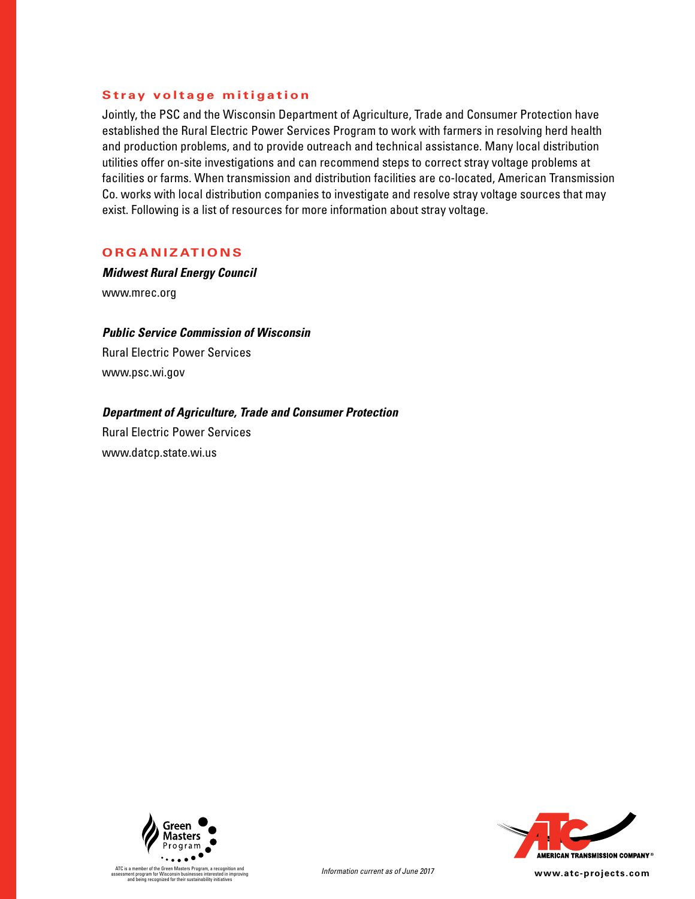## Stray voltage mitigation

Jointly, the PSC and the Wisconsin Department of Agriculture, Trade and Consumer Protection have established the Rural Electric Power Services Program to work with farmers in resolving herd health and production problems, and to provide outreach and technical assistance. Many local distribution utilities offer on-site investigations and can recommend steps to correct stray voltage problems at facilities or farms. When transmission and distribution facilities are co-located, American Transmission Co. works with local distribution companies to investigate and resolve stray voltage sources that may exist. Following is a list of resources for more information about stray voltage.

## ORGANIZATIONS

***Midwest Rural Energy Council***

www.mrec.org

***Public Service Commission of Wisconsin***

Rural Electric Power Services

www.psc.wi.gov

***Department of Agriculture, Trade and Consumer Protection***

Rural Electric Power Services

www.datcp.state.wi.us

Green Masters Program

ATC is a member of the Green Masters Program, a recognition and assessment program for Wisconsin businesses interested in improving and being recognized for their sustainability initiatives

*Information current as of June 2017*

ATC AMERICAN TRANSMISSION COMPANY®

www.atc-projects.com